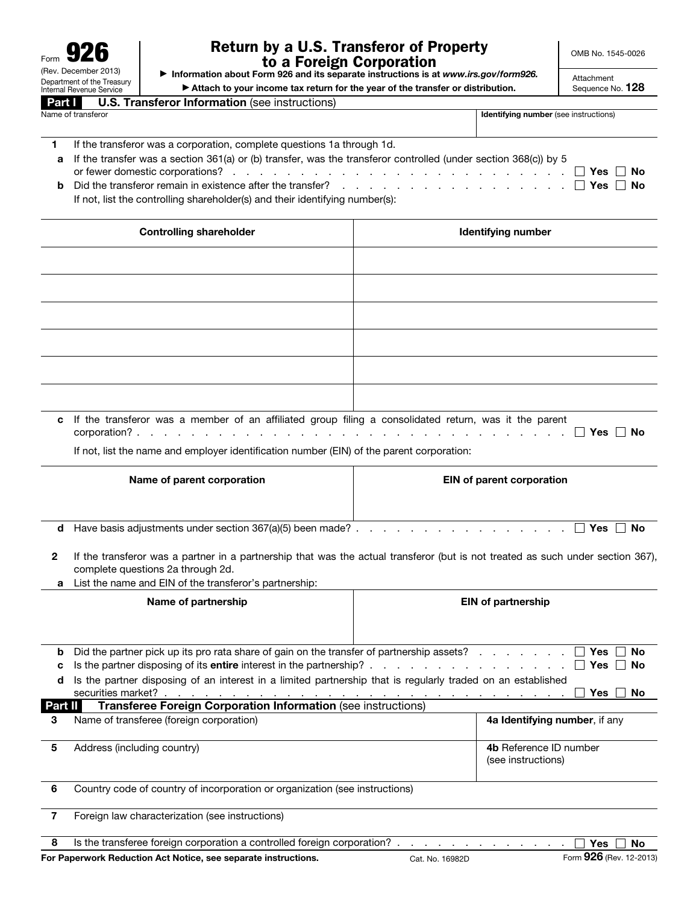Form **926**
(Rev. December 2013)
Department of the Treasury
Internal Revenue Service

# Return by a U.S. Transferor of Property to a Foreign Corporation

► Information about Form 926 and its separate instructions is at *www.irs.gov/form926.*
► Attach to your income tax return for the year of the transfer or distribution.

OMB No. 1545-0026

Attachment Sequence No. **128**

## Part I U.S. Transferor Information (see instructions)

| Name of transferor | Identifying number (see instructions) |
|---|---|
| | |

**1** If the transferor was a corporation, complete questions 1a through 1d.

**a** If the transfer was a section 361(a) or (b) transfer, was the transferor controlled (under section 368(c)) by 5 or fewer domestic corporations? . . . ☐ Yes ☐ No

**b** Did the transferor remain in existence after the transfer? . . . ☐ Yes ☐ No

If not, list the controlling shareholder(s) and their identifying number(s):

| Controlling shareholder | Identifying number |
|---|---|
| | |
| | |
| | |
| | |
| | |
| | |

**c** If the transferor was a member of an affiliated group filing a consolidated return, was it the parent corporation? . . . ☐ Yes ☐ No

If not, list the name and employer identification number (EIN) of the parent corporation:

| Name of parent corporation | EIN of parent corporation |
|---|---|
| | |

**d** Have basis adjustments under section 367(a)(5) been made? . . . ☐ Yes ☐ No

**2** If the transferor was a partner in a partnership that was the actual transferor (but is not treated as such under section 367), complete questions 2a through 2d.

**a** List the name and EIN of the transferor's partnership:

| Name of partnership | EIN of partnership |
|---|---|
| | |

**b** Did the partner pick up its pro rata share of gain on the transfer of partnership assets? . . . ☐ Yes ☐ No

**c** Is the partner disposing of its **entire** interest in the partnership? . . . ☐ Yes ☐ No

**d** Is the partner disposing of an interest in a limited partnership that is regularly traded on an established securities market? . . . ☐ Yes ☐ No

## Part II Transferee Foreign Corporation Information (see instructions)

| | |
|---|---|
| **3** Name of transferee (foreign corporation) | **4a** Identifying number, if any |
| **5** Address (including country) | **4b** Reference ID number (see instructions) |

**6** Country code of country of incorporation or organization (see instructions)

**7** Foreign law characterization (see instructions)

**8** Is the transferee foreign corporation a controlled foreign corporation? . . . ☐ Yes ☐ No

For Paperwork Reduction Act Notice, see separate instructions. Cat. No. 16982D Form **926** (Rev. 12-2013)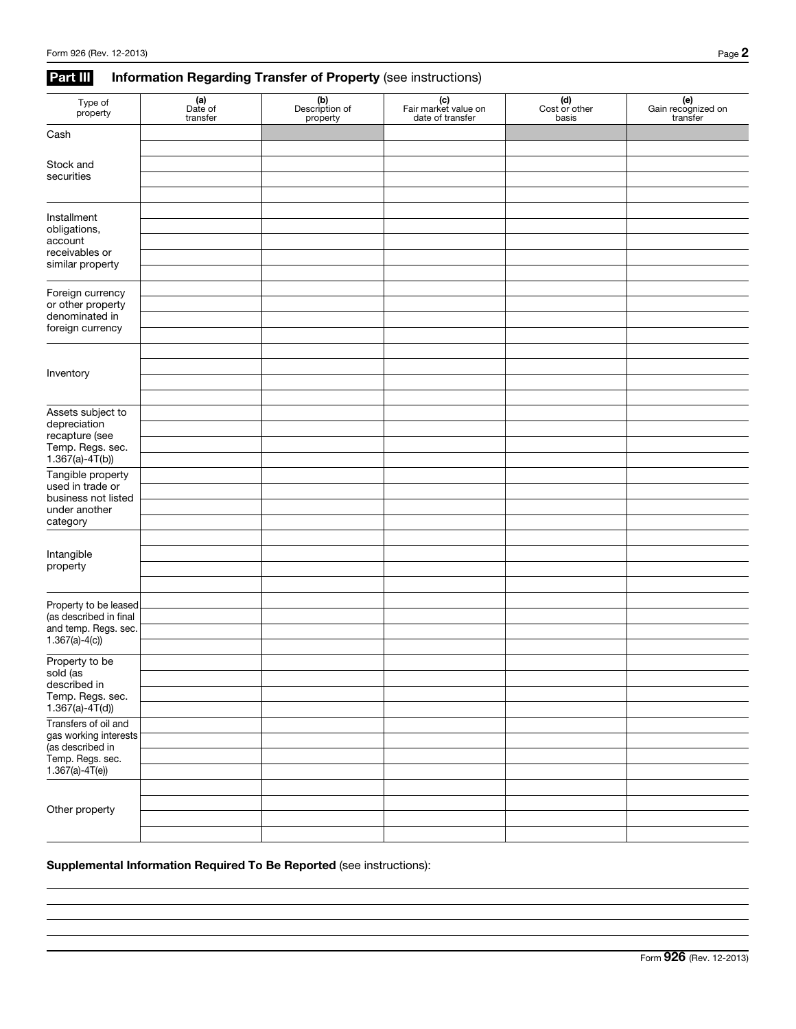## Part III Information Regarding Transfer of Property (see instructions)

| Type of property | (a) Date of transfer | (b) Description of property | (c) Fair market value on date of transfer | (d) Cost or other basis | (e) Gain recognized on transfer |
|---|---|---|---|---|---|
| Cash | | | | | |
| Stock and securities | | | | | |
| | | | | | |
| | | | | | |
| | | | | | |
| Installment obligations, account receivables or similar property | | | | | |
| | | | | | |
| | | | | | |
| | | | | | |
| | | | | | |
| Foreign currency or other property denominated in foreign currency | | | | | |
| | | | | | |
| | | | | | |
| | | | | | |
| Inventory | | | | | |
| | | | | | |
| | | | | | |
| | | | | | |
| Assets subject to depreciation recapture (see Temp. Regs. sec. 1.367(a)-4T(b)) | | | | | |
| | | | | | |
| | | | | | |
| | | | | | |
| Tangible property used in trade or business not listed under another category | | | | | |
| | | | | | |
| | | | | | |
| | | | | | |
| Intangible property | | | | | |
| | | | | | |
| | | | | | |
| | | | | | |
| Property to be leased (as described in final and temp. Regs. sec. 1.367(a)-4(c)) | | | | | |
| | | | | | |
| | | | | | |
| | | | | | |
| Property to be sold (as described in Temp. Regs. sec. 1.367(a)-4T(d)) | | | | | |
| | | | | | |
| | | | | | |
| | | | | | |
| Transfers of oil and gas working interests (as described in Temp. Regs. sec. 1.367(a)-4T(e)) | | | | | |
| | | | | | |
| | | | | | |
| | | | | | |
| Other property | | | | | |
| | | | | | |
| | | | | | |
| | | | | | |

**Supplemental Information Required To Be Reported** (see instructions):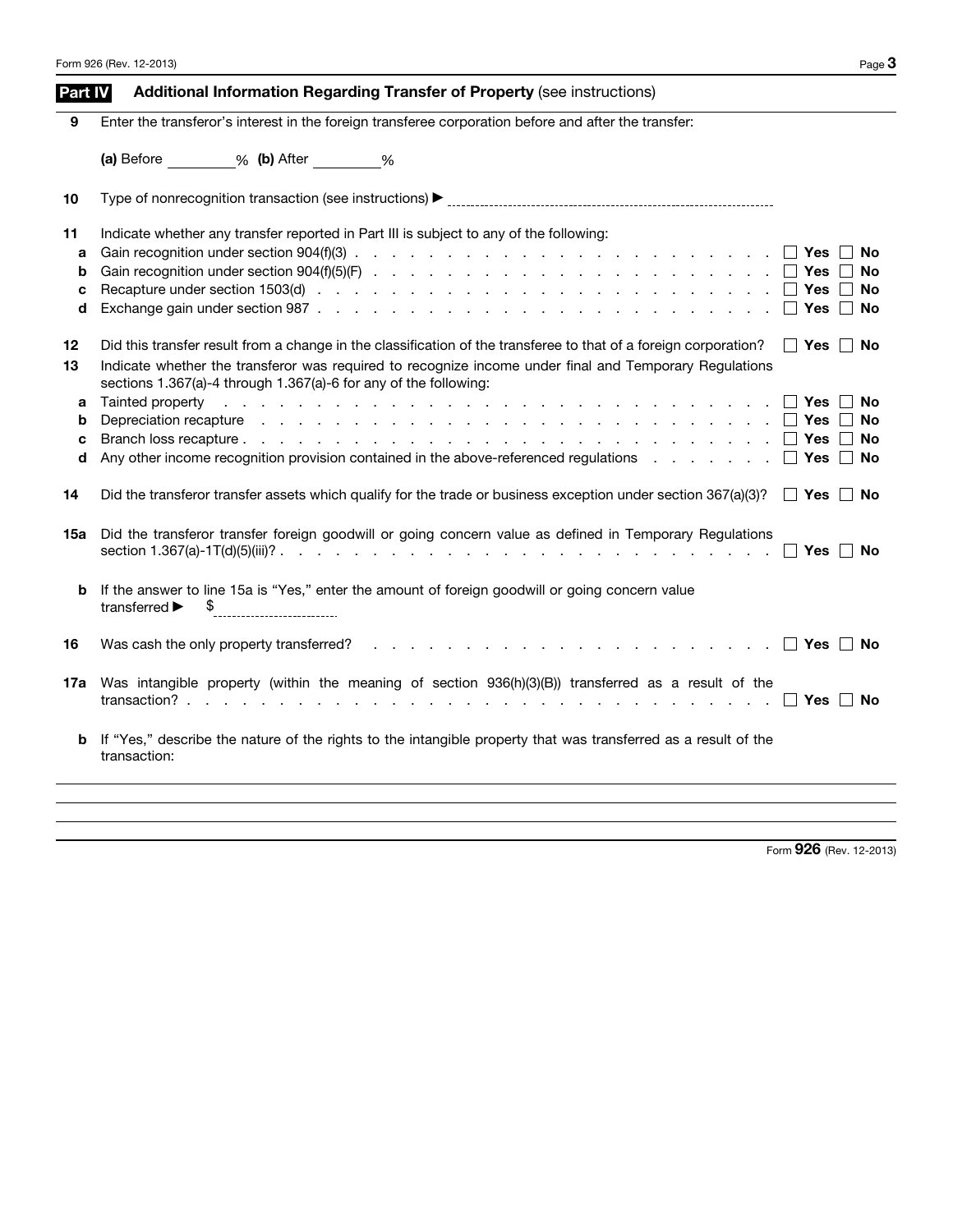## Part IV Additional Information Regarding Transfer of Property (see instructions)

**9** Enter the transferor's interest in the foreign transferee corporation before and after the transfer:

**(a)** Before ________ % **(b)** After ________ %

**10** Type of nonrecognition transaction (see instructions) ▶ ________________

**11** Indicate whether any transfer reported in Part III is subject to any of the following:

- **a** Gain recognition under section 904(f)(3) . . . ☐ Yes ☐ No
- **b** Gain recognition under section 904(f)(5)(F) . . . ☐ Yes ☐ No
- **c** Recapture under section 1503(d) . . . ☐ Yes ☐ No
- **d** Exchange gain under section 987 . . . ☐ Yes ☐ No

**12** Did this transfer result from a change in the classification of the transferee to that of a foreign corporation? ☐ Yes ☐ No

**13** Indicate whether the transferor was required to recognize income under final and Temporary Regulations sections 1.367(a)-4 through 1.367(a)-6 for any of the following:

- **a** Tainted property . . . ☐ Yes ☐ No
- **b** Depreciation recapture . . . ☐ Yes ☐ No
- **c** Branch loss recapture . . . ☐ Yes ☐ No
- **d** Any other income recognition provision contained in the above-referenced regulations . . . ☐ Yes ☐ No

**14** Did the transferor transfer assets which qualify for the trade or business exception under section 367(a)(3)? ☐ Yes ☐ No

**15a** Did the transferor transfer foreign goodwill or going concern value as defined in Temporary Regulations section 1.367(a)-1T(d)(5)(iii)? . . . ☐ Yes ☐ No

**b** If the answer to line 15a is "Yes," enter the amount of foreign goodwill or going concern value transferred ▶ $ ________________

**16** Was cash the only property transferred? . . . ☐ Yes ☐ No

**17a** Was intangible property (within the meaning of section 936(h)(3)(B)) transferred as a result of the transaction? . . . ☐ Yes ☐ No

**b** If "Yes," describe the nature of the rights to the intangible property that was transferred as a result of the transaction:

________________________________________________

________________________________________________

________________________________________________